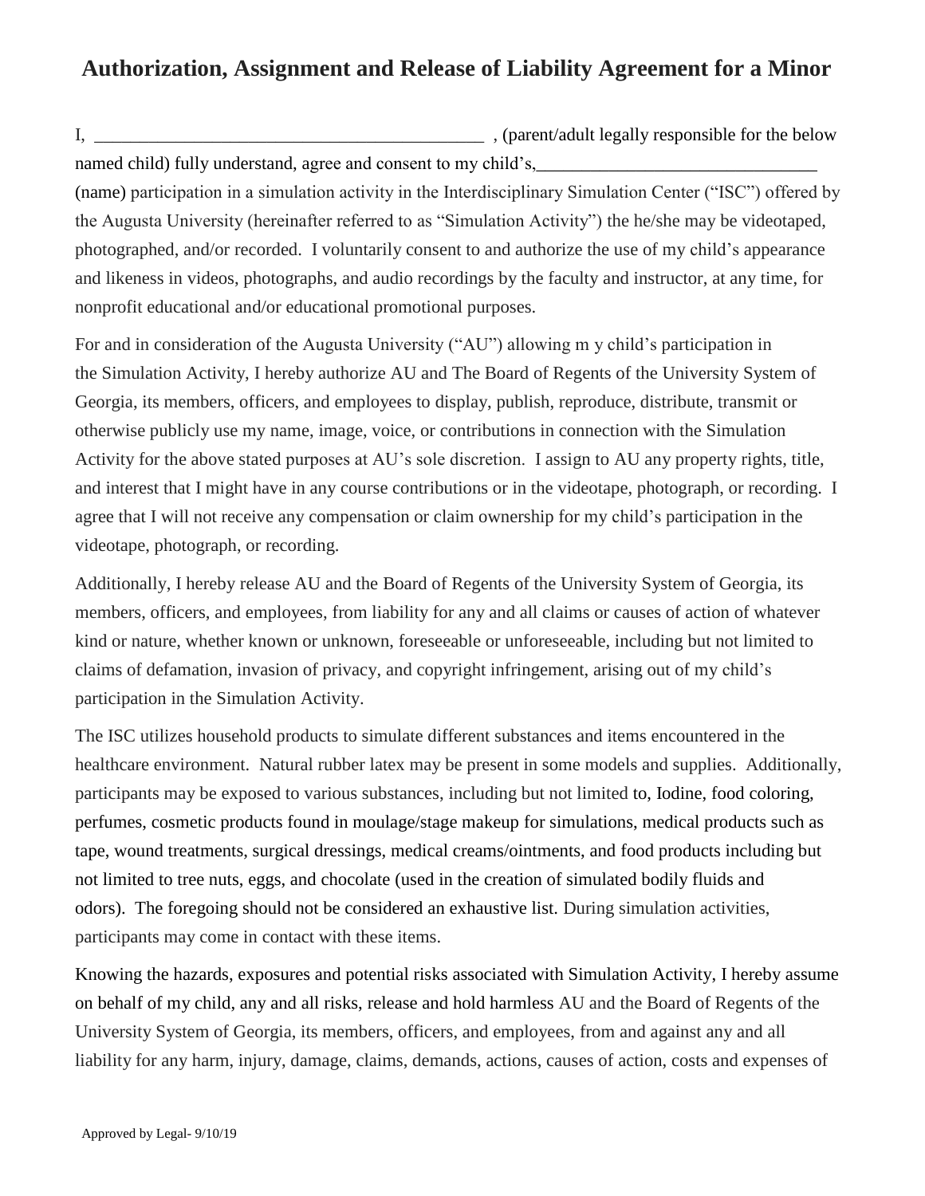# Authorization, Assignment and Release of Liability Agreement for a Minor

I, ___________________________________________ , (parent/adult legally responsible for the below named child) fully understand, agree and consent to my child's,_______________________________ (name) participation in a simulation activity in the Interdisciplinary Simulation Center ("ISC") offered by the Augusta University (hereinafter referred to as "Simulation Activity") the he/she may be videotaped, photographed, and/or recorded. I voluntarily consent to and authorize the use of my child's appearance and likeness in videos, photographs, and audio recordings by the faculty and instructor, at any time, for nonprofit educational and/or educational promotional purposes.

For and in consideration of the Augusta University ("AU") allowing m y child's participation in the Simulation Activity, I hereby authorize AU and The Board of Regents of the University System of Georgia, its members, officers, and employees to display, publish, reproduce, distribute, transmit or otherwise publicly use my name, image, voice, or contributions in connection with the Simulation Activity for the above stated purposes at AU's sole discretion. I assign to AU any property rights, title, and interest that I might have in any course contributions or in the videotape, photograph, or recording. I agree that I will not receive any compensation or claim ownership for my child's participation in the videotape, photograph, or recording.

Additionally, I hereby release AU and the Board of Regents of the University System of Georgia, its members, officers, and employees, from liability for any and all claims or causes of action of whatever kind or nature, whether known or unknown, foreseeable or unforeseeable, including but not limited to claims of defamation, invasion of privacy, and copyright infringement, arising out of my child's participation in the Simulation Activity.

The ISC utilizes household products to simulate different substances and items encountered in the healthcare environment. Natural rubber latex may be present in some models and supplies. Additionally, participants may be exposed to various substances, including but not limited to, Iodine, food coloring, perfumes, cosmetic products found in moulage/stage makeup for simulations, medical products such as tape, wound treatments, surgical dressings, medical creams/ointments, and food products including but not limited to tree nuts, eggs, and chocolate (used in the creation of simulated bodily fluids and odors). The foregoing should not be considered an exhaustive list. During simulation activities, participants may come in contact with these items.

Knowing the hazards, exposures and potential risks associated with Simulation Activity, I hereby assume on behalf of my child, any and all risks, release and hold harmless AU and the Board of Regents of the University System of Georgia, its members, officers, and employees, from and against any and all liability for any harm, injury, damage, claims, demands, actions, causes of action, costs and expenses of

Approved by Legal- 9/10/19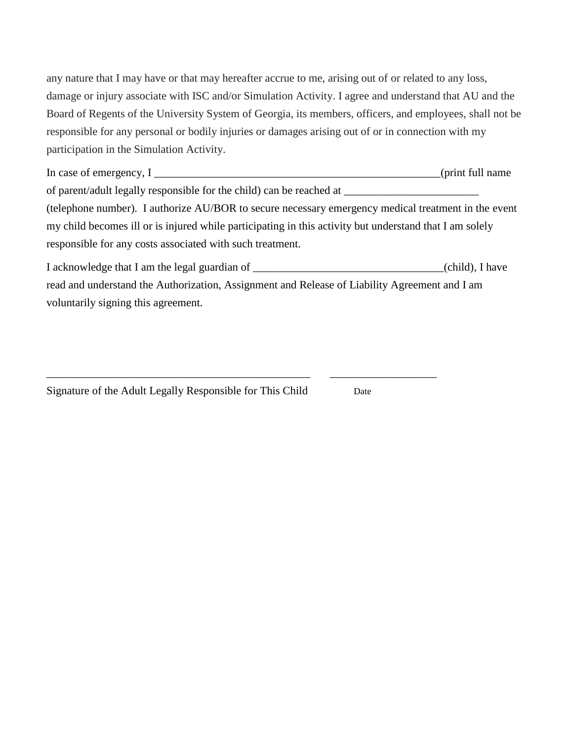any nature that I may have or that may hereafter accrue to me, arising out of or related to any loss, damage or injury associate with ISC and/or Simulation Activity. I agree and understand that AU and the Board of Regents of the University System of Georgia, its members, officers, and employees, shall not be responsible for any personal or bodily injuries or damages arising out of or in connection with my participation in the Simulation Activity.

In case of emergency, I _____________________________________________________(print full name of parent/adult legally responsible for the child) can be reached at ________________________ (telephone number). I authorize AU/BOR to secure necessary emergency medical treatment in the event my child becomes ill or is injured while participating in this activity but understand that I am solely responsible for any costs associated with such treatment.

I acknowledge that I am the legal guardian of __________________________________(child), I have read and understand the Authorization, Assignment and Release of Liability Agreement and I am voluntarily signing this agreement.

_________________________________________________ ___________________

Signature of the Adult Legally Responsible for This Child Date